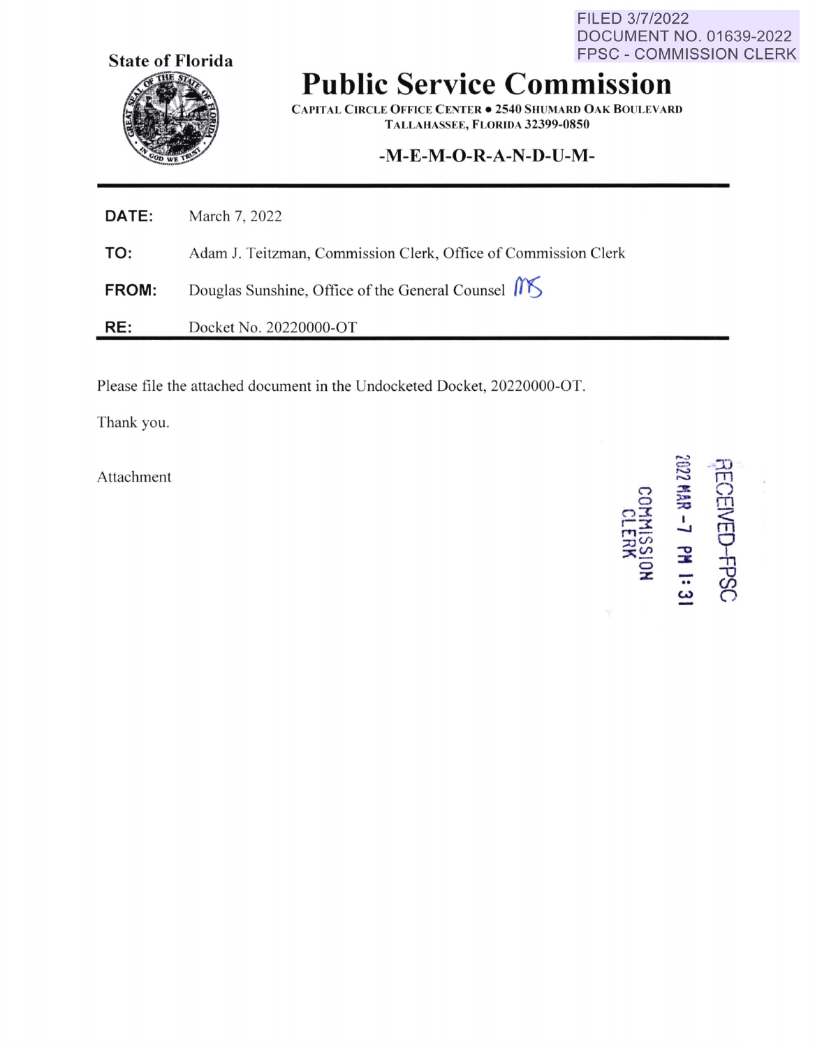FILED 3/7/2022
DOCUMENT NO. 01639-2022
FPSC - COMMISSION CLERK

**State of Florida**

# Public Service Commission

CAPITAL CIRCLE OFFICE CENTER • 2540 SHUMARD OAK BOULEVARD
TALLAHASSEE, FLORIDA 32399-0850

**-M-E-M-O-R-A-N-D-U-M-**

**DATE:** March 7, 2022

**TO:** Adam J. Teitzman, Commission Clerk, Office of Commission Clerk

**FROM:** Douglas Sunshine, Office of the General Counsel *MS*

**RE:** Docket No. 20220000-OT

Please file the attached document in the Undocketed Docket, 20220000-OT.

Thank you.

Attachment

RECEIVED-FPSC
2022 MAR -7 PM 1:31
COMMISSION CLERK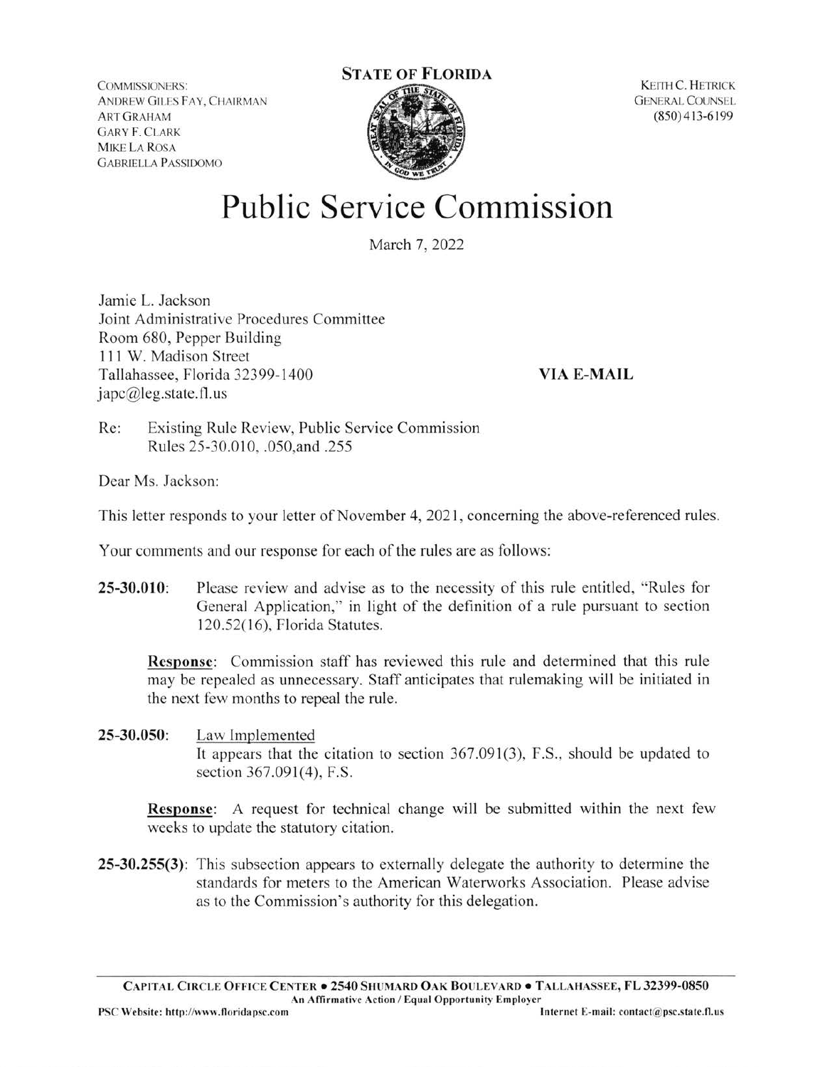COMMISSIONERS:
ANDREW GILES FAY, CHAIRMAN
ART GRAHAM
GARY F. CLARK
MIKE LA ROSA
GABRIELLA PASSIDOMO

**STATE OF FLORIDA**

KEITH C. HETRICK
GENERAL COUNSEL
(850) 413-6199

# Public Service Commission

March 7, 2022

Jamie L. Jackson
Joint Administrative Procedures Committee
Room 680, Pepper Building
111 W. Madison Street
Tallahassee, Florida 32399-1400
japc@leg.state.fl.us

**VIA E-MAIL**

Re: Existing Rule Review, Public Service Commission Rules 25-30.010, .050,and .255

Dear Ms. Jackson:

This letter responds to your letter of November 4, 2021, concerning the above-referenced rules.

Your comments and our response for each of the rules are as follows:

**25-30.010**: Please review and advise as to the necessity of this rule entitled, "Rules for General Application," in light of the definition of a rule pursuant to section 120.52(16), Florida Statutes.

**Response**: Commission staff has reviewed this rule and determined that this rule may be repealed as unnecessary. Staff anticipates that rulemaking will be initiated in the next few months to repeal the rule.

**25-30.050**: Law Implemented
It appears that the citation to section 367.091(3), F.S., should be updated to section 367.091(4), F.S.

**Response**: A request for technical change will be submitted within the next few weeks to update the statutory citation.

**25-30.255(3)**: This subsection appears to externally delegate the authority to determine the standards for meters to the American Waterworks Association. Please advise as to the Commission's authority for this delegation.

CAPITAL CIRCLE OFFICE CENTER • 2540 SHUMARD OAK BOULEVARD • TALLAHASSEE, FL 32399-0850
An Affirmative Action / Equal Opportunity Employer
PSC Website: http://www.floridapsc.com Internet E-mail: contact@psc.state.fl.us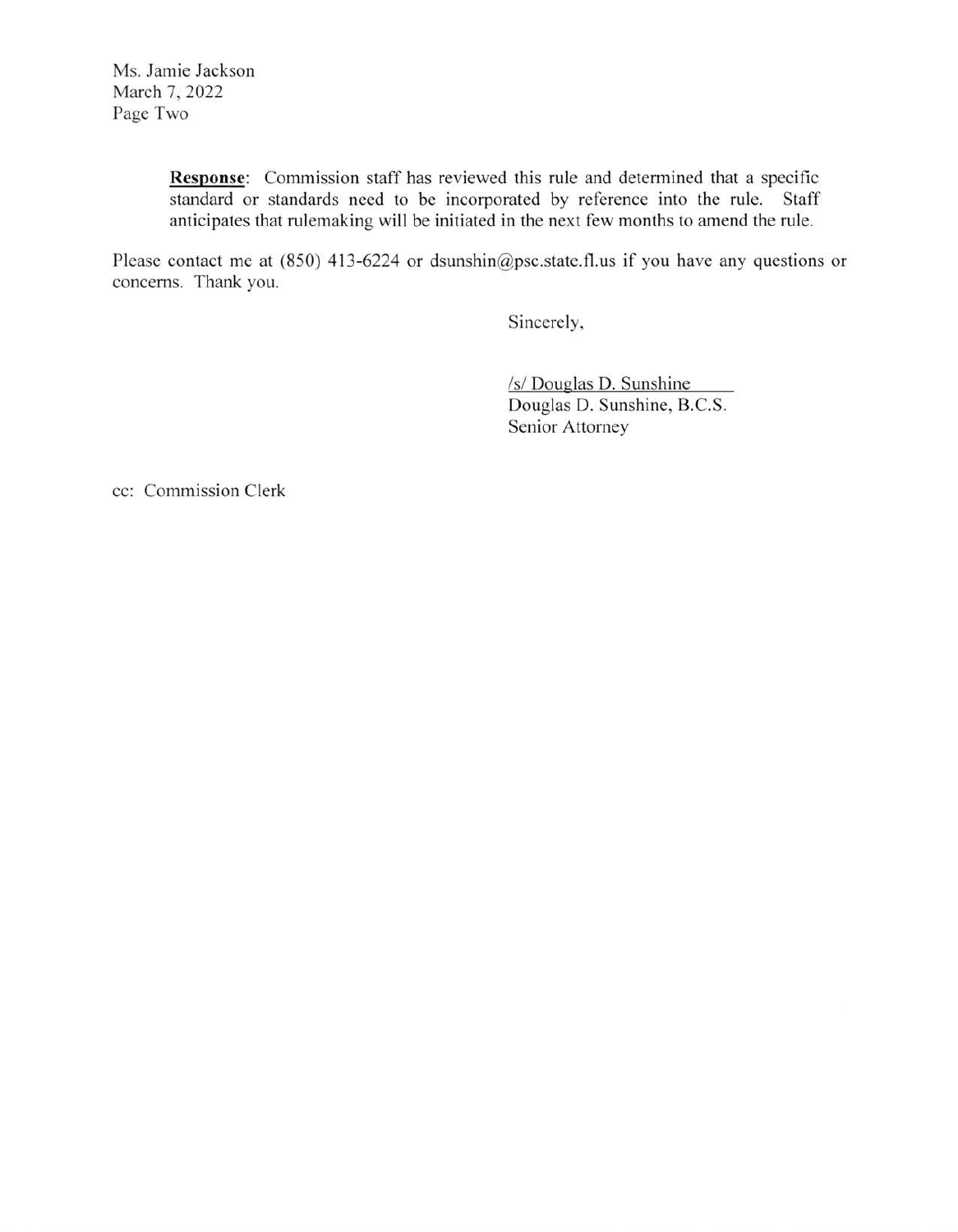Ms. Jamie Jackson
March 7, 2022
Page Two

**Response**: Commission staff has reviewed this rule and determined that a specific standard or standards need to be incorporated by reference into the rule. Staff anticipates that rulemaking will be initiated in the next few months to amend the rule.

Please contact me at (850) 413-6224 or dsunshin@psc.state.fl.us if you have any questions or concerns. Thank you.

Sincerely,

/s/ Douglas D. Sunshine
Douglas D. Sunshine, B.C.S.
Senior Attorney

cc: Commission Clerk